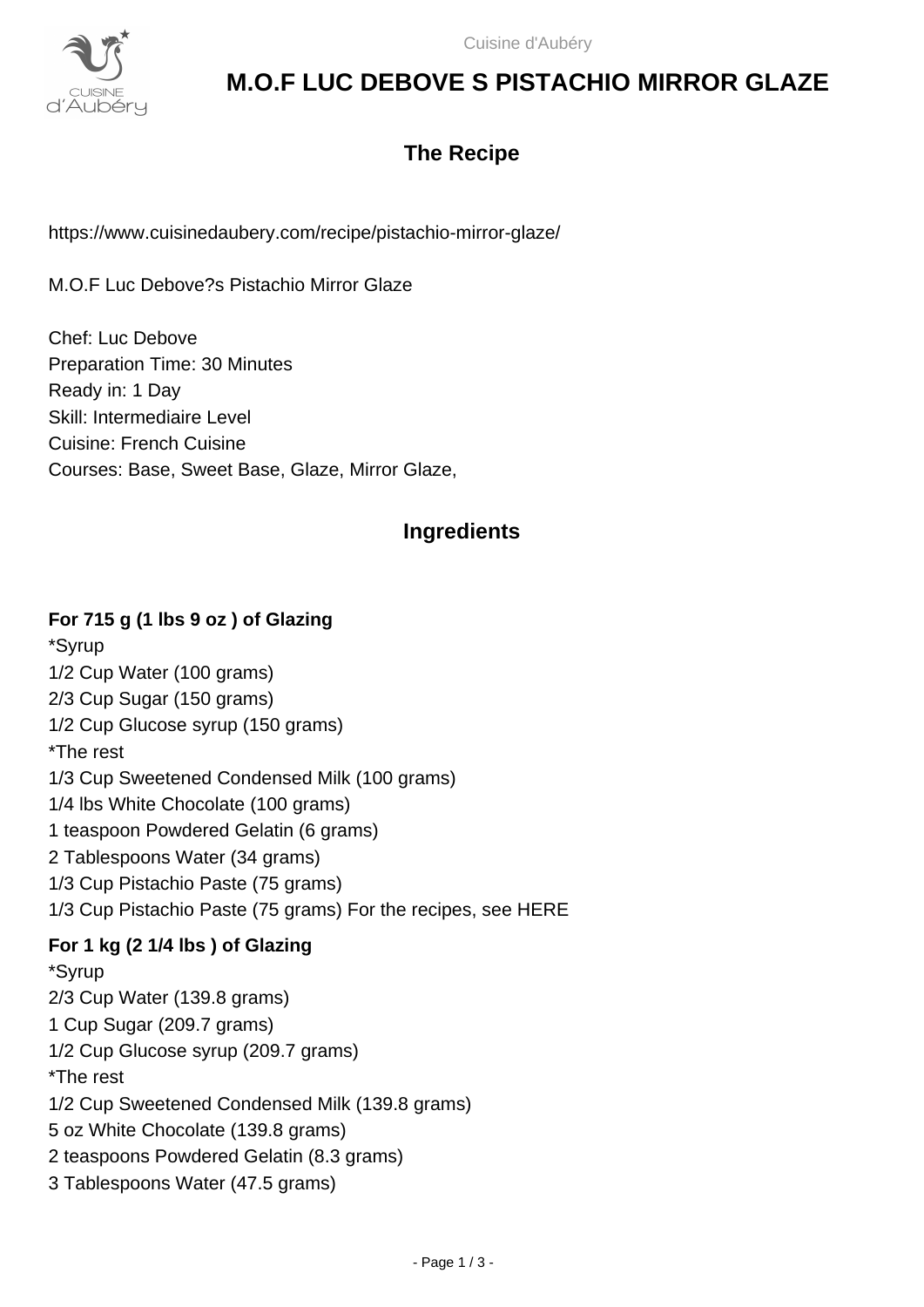# M.O.F LUC DEBOVE S PISTACHIO MIRROR GLAZE

## The Recipe

https://www.cuisinedaubery.com/recipe/pistachio-mirror-glaze/

M.O.F Luc Debove?s Pistachio Mirror Glaze

Chef: Luc Debove
Preparation Time: 30 Minutes
Ready in: 1 Day
Skill: Intermediaire Level
Cuisine: French Cuisine
Courses: Base, Sweet Base, Glaze, Mirror Glaze,

## Ingredients

**For 715 g (1 lbs 9 oz ) of Glazing**

*Syrup
1/2 Cup Water (100 grams)
2/3 Cup Sugar (150 grams)
1/2 Cup Glucose syrup (150 grams)
*The rest
1/3 Cup Sweetened Condensed Milk (100 grams)
1/4 lbs White Chocolate (100 grams)
1 teaspoon Powdered Gelatin (6 grams)
2 Tablespoons Water (34 grams)
1/3 Cup Pistachio Paste (75 grams)
1/3 Cup Pistachio Paste (75 grams) For the recipes, see HERE

**For 1 kg (2 1/4 lbs ) of Glazing**

*Syrup
2/3 Cup Water (139.8 grams)
1 Cup Sugar (209.7 grams)
1/2 Cup Glucose syrup (209.7 grams)
*The rest
1/2 Cup Sweetened Condensed Milk (139.8 grams)
5 oz White Chocolate (139.8 grams)
2 teaspoons Powdered Gelatin (8.3 grams)
3 Tablespoons Water (47.5 grams)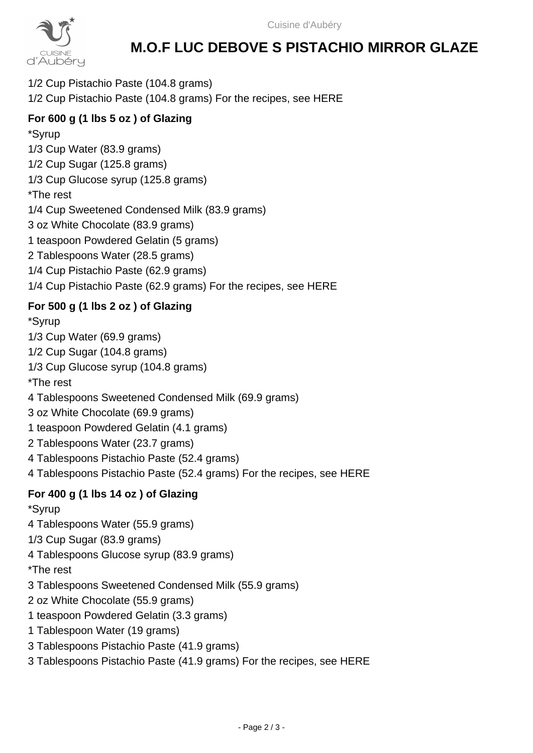# M.O.F LUC DEBOVE S PISTACHIO MIRROR GLAZE

1/2 Cup Pistachio Paste (104.8 grams)
1/2 Cup Pistachio Paste (104.8 grams) For the recipes, see HERE

**For 600 g (1 lbs 5 oz ) of Glazing**

*Syrup
1/3 Cup Water (83.9 grams)
1/2 Cup Sugar (125.8 grams)
1/3 Cup Glucose syrup (125.8 grams)
*The rest
1/4 Cup Sweetened Condensed Milk (83.9 grams)
3 oz White Chocolate (83.9 grams)
1 teaspoon Powdered Gelatin (5 grams)
2 Tablespoons Water (28.5 grams)
1/4 Cup Pistachio Paste (62.9 grams)
1/4 Cup Pistachio Paste (62.9 grams) For the recipes, see HERE

**For 500 g (1 lbs 2 oz ) of Glazing**

*Syrup
1/3 Cup Water (69.9 grams)
1/2 Cup Sugar (104.8 grams)
1/3 Cup Glucose syrup (104.8 grams)
*The rest
4 Tablespoons Sweetened Condensed Milk (69.9 grams)
3 oz White Chocolate (69.9 grams)
1 teaspoon Powdered Gelatin (4.1 grams)
2 Tablespoons Water (23.7 grams)
4 Tablespoons Pistachio Paste (52.4 grams)
4 Tablespoons Pistachio Paste (52.4 grams) For the recipes, see HERE

**For 400 g (1 lbs 14 oz ) of Glazing**

*Syrup
4 Tablespoons Water (55.9 grams)
1/3 Cup Sugar (83.9 grams)
4 Tablespoons Glucose syrup (83.9 grams)
*The rest
3 Tablespoons Sweetened Condensed Milk (55.9 grams)
2 oz White Chocolate (55.9 grams)
1 teaspoon Powdered Gelatin (3.3 grams)
1 Tablespoon Water (19 grams)
3 Tablespoons Pistachio Paste (41.9 grams)
3 Tablespoons Pistachio Paste (41.9 grams) For the recipes, see HERE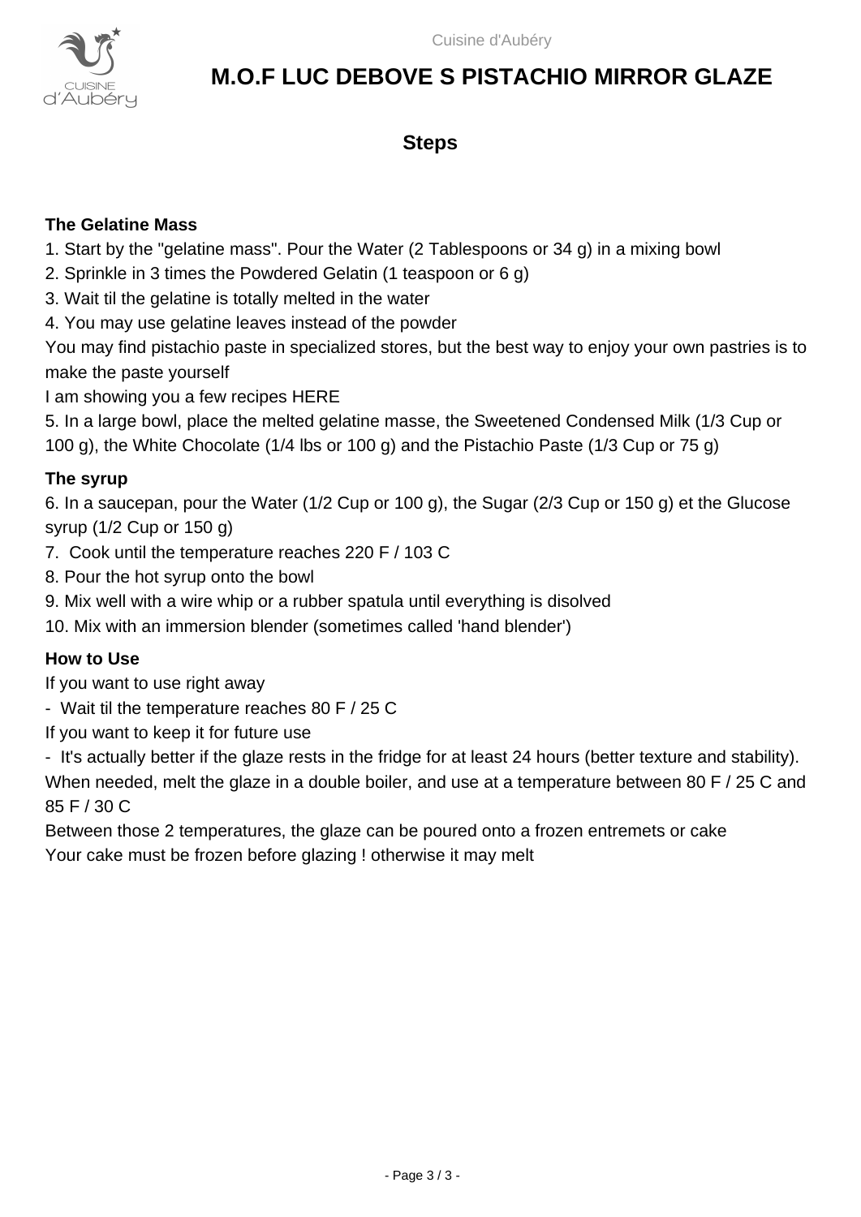# M.O.F LUC DEBOVE S PISTACHIO MIRROR GLAZE

## Steps

### The Gelatine Mass

1. Start by the "gelatine mass". Pour the Water (2 Tablespoons or 34 g) in a mixing bowl
2. Sprinkle in 3 times the Powdered Gelatin (1 teaspoon or 6 g)
3. Wait til the gelatine is totally melted in the water
4. You may use gelatine leaves instead of the powder

You may find pistachio paste in specialized stores, but the best way to enjoy your own pastries is to make the paste yourself

I am showing you a few recipes HERE

5. In a large bowl, place the melted gelatine masse, the Sweetened Condensed Milk (1/3 Cup or 100 g), the White Chocolate (1/4 lbs or 100 g) and the Pistachio Paste (1/3 Cup or 75 g)

### The syrup

6. In a saucepan, pour the Water (1/2 Cup or 100 g), the Sugar (2/3 Cup or 150 g) et the Glucose syrup (1/2 Cup or 150 g)
7. Cook until the temperature reaches 220 F / 103 C
8. Pour the hot syrup onto the bowl
9. Mix well with a wire whip or a rubber spatula until everything is disolved
10. Mix with an immersion blender (sometimes called 'hand blender')

### How to Use

If you want to use right away

- Wait til the temperature reaches 80 F / 25 C

If you want to keep it for future use

- It's actually better if the glaze rests in the fridge for at least 24 hours (better texture and stability).

When needed, melt the glaze in a double boiler, and use at a temperature between 80 F / 25 C and 85 F / 30 C

Between those 2 temperatures, the glaze can be poured onto a frozen entremets or cake

Your cake must be frozen before glazing ! otherwise it may melt